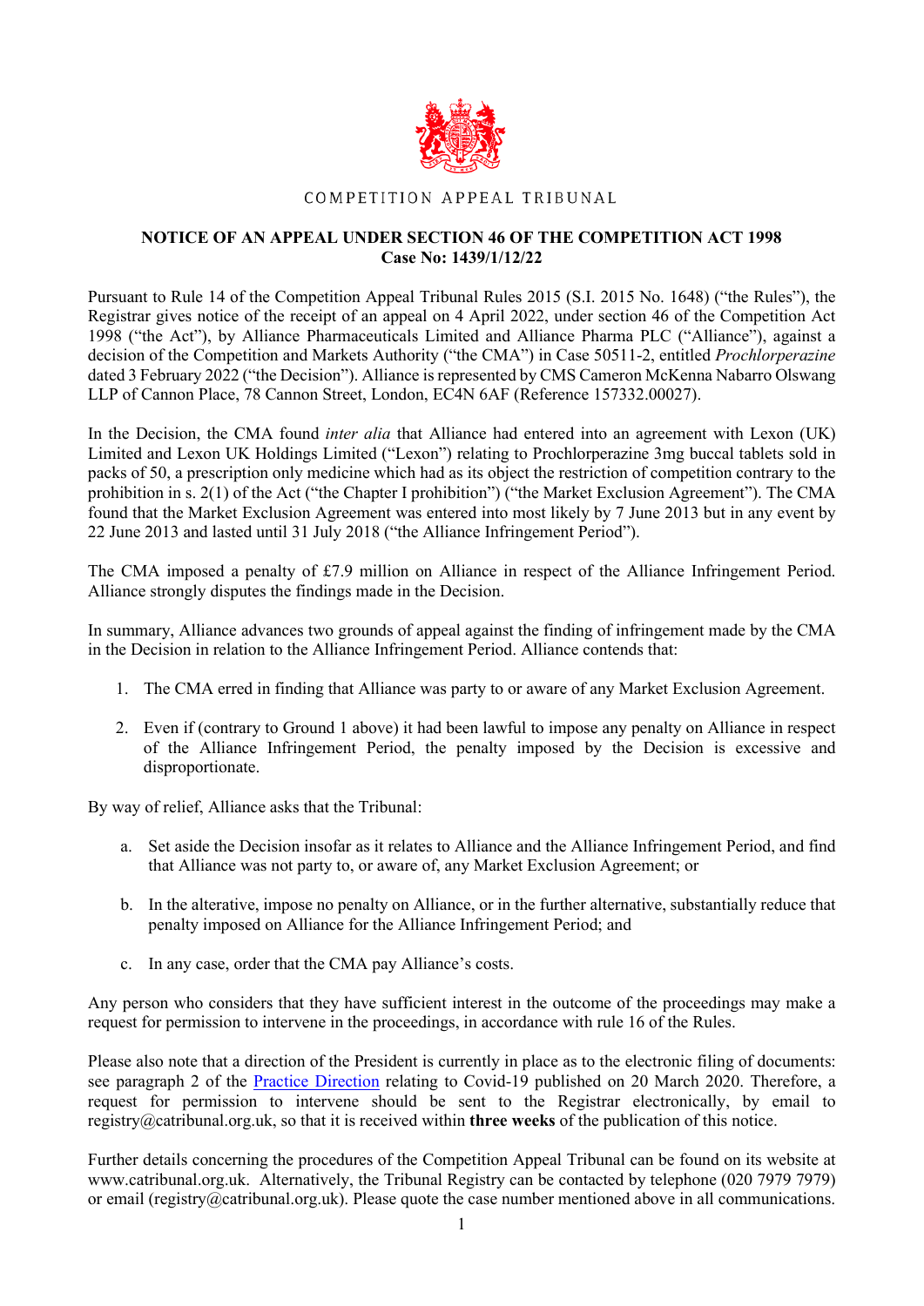COMPETITION APPEAL TRIBUNAL

**NOTICE OF AN APPEAL UNDER SECTION 46 OF THE COMPETITION ACT 1998**
**Case No: 1439/1/12/22**

Pursuant to Rule 14 of the Competition Appeal Tribunal Rules 2015 (S.I. 2015 No. 1648) ("the Rules"), the Registrar gives notice of the receipt of an appeal on 4 April 2022, under section 46 of the Competition Act 1998 ("the Act"), by Alliance Pharmaceuticals Limited and Alliance Pharma PLC ("Alliance"), against a decision of the Competition and Markets Authority ("the CMA") in Case 50511-2, entitled *Prochlorperazine* dated 3 February 2022 ("the Decision"). Alliance is represented by CMS Cameron McKenna Nabarro Olswang LLP of Cannon Place, 78 Cannon Street, London, EC4N 6AF (Reference 157332.00027).

In the Decision, the CMA found *inter alia* that Alliance had entered into an agreement with Lexon (UK) Limited and Lexon UK Holdings Limited ("Lexon") relating to Prochlorperazine 3mg buccal tablets sold in packs of 50, a prescription only medicine which had as its object the restriction of competition contrary to the prohibition in s. 2(1) of the Act ("the Chapter I prohibition") ("the Market Exclusion Agreement"). The CMA found that the Market Exclusion Agreement was entered into most likely by 7 June 2013 but in any event by 22 June 2013 and lasted until 31 July 2018 ("the Alliance Infringement Period").

The CMA imposed a penalty of £7.9 million on Alliance in respect of the Alliance Infringement Period. Alliance strongly disputes the findings made in the Decision.

In summary, Alliance advances two grounds of appeal against the finding of infringement made by the CMA in the Decision in relation to the Alliance Infringement Period. Alliance contends that:

1. The CMA erred in finding that Alliance was party to or aware of any Market Exclusion Agreement.

2. Even if (contrary to Ground 1 above) it had been lawful to impose any penalty on Alliance in respect of the Alliance Infringement Period, the penalty imposed by the Decision is excessive and disproportionate.

By way of relief, Alliance asks that the Tribunal:

a. Set aside the Decision insofar as it relates to Alliance and the Alliance Infringement Period, and find that Alliance was not party to, or aware of, any Market Exclusion Agreement; or

b. In the alterative, impose no penalty on Alliance, or in the further alternative, substantially reduce that penalty imposed on Alliance for the Alliance Infringement Period; and

c. In any case, order that the CMA pay Alliance's costs.

Any person who considers that they have sufficient interest in the outcome of the proceedings may make a request for permission to intervene in the proceedings, in accordance with rule 16 of the Rules.

Please also note that a direction of the President is currently in place as to the electronic filing of documents: see paragraph 2 of the Practice Direction relating to Covid-19 published on 20 March 2020. Therefore, a request for permission to intervene should be sent to the Registrar electronically, by email to registry@catribunal.org.uk, so that it is received within **three weeks** of the publication of this notice.

Further details concerning the procedures of the Competition Appeal Tribunal can be found on its website at www.catribunal.org.uk. Alternatively, the Tribunal Registry can be contacted by telephone (020 7979 7979) or email (registry@catribunal.org.uk). Please quote the case number mentioned above in all communications.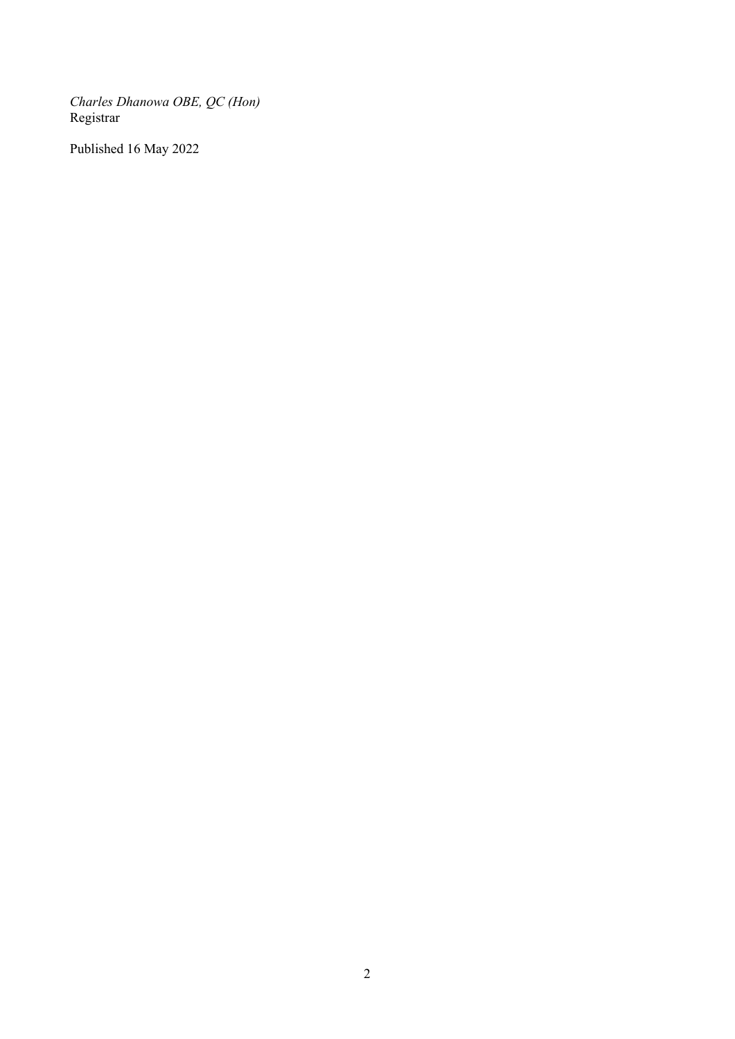*Charles Dhanowa OBE, QC (Hon)*
Registrar

Published 16 May 2022